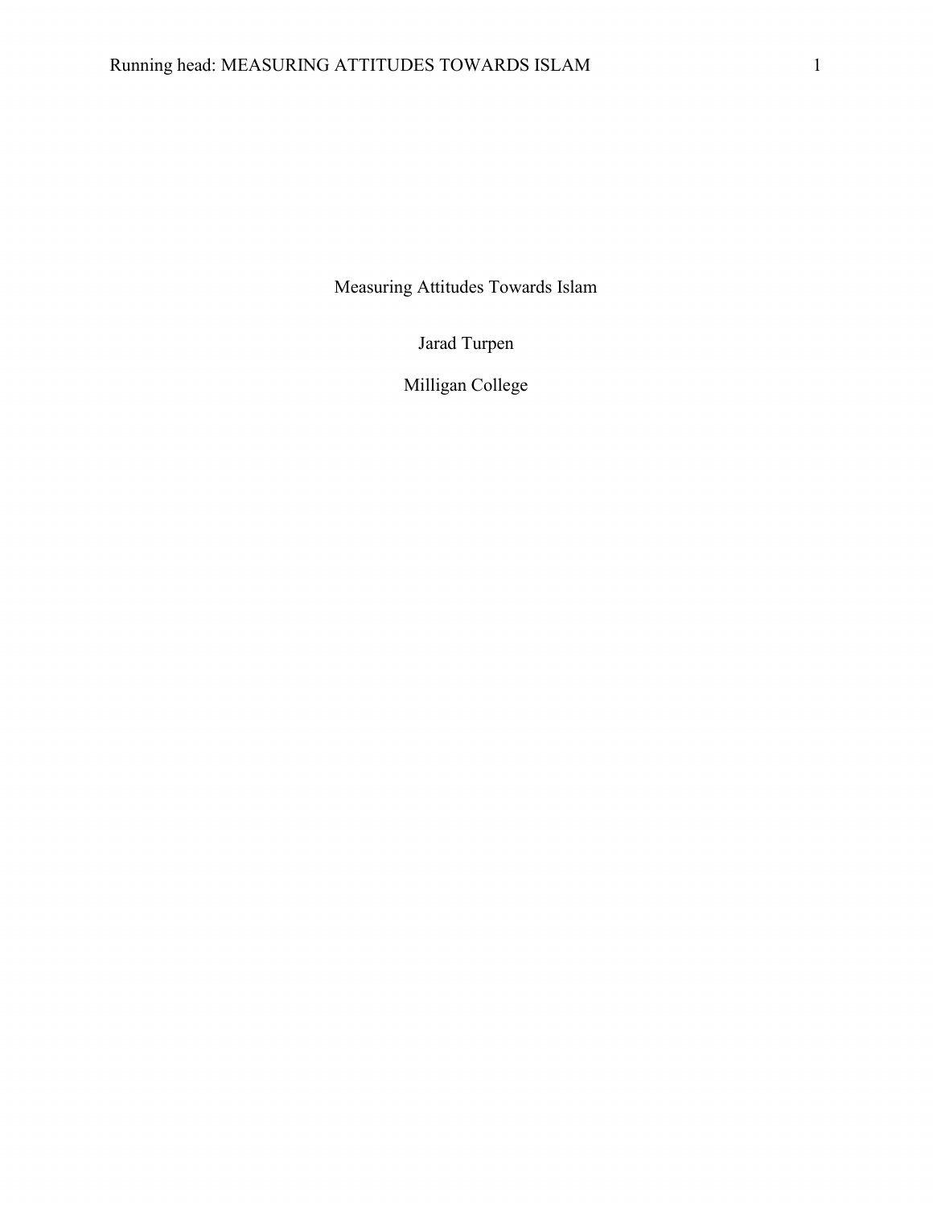# Measuring Attitudes Towards Islam

Jarad Turpen

Milligan College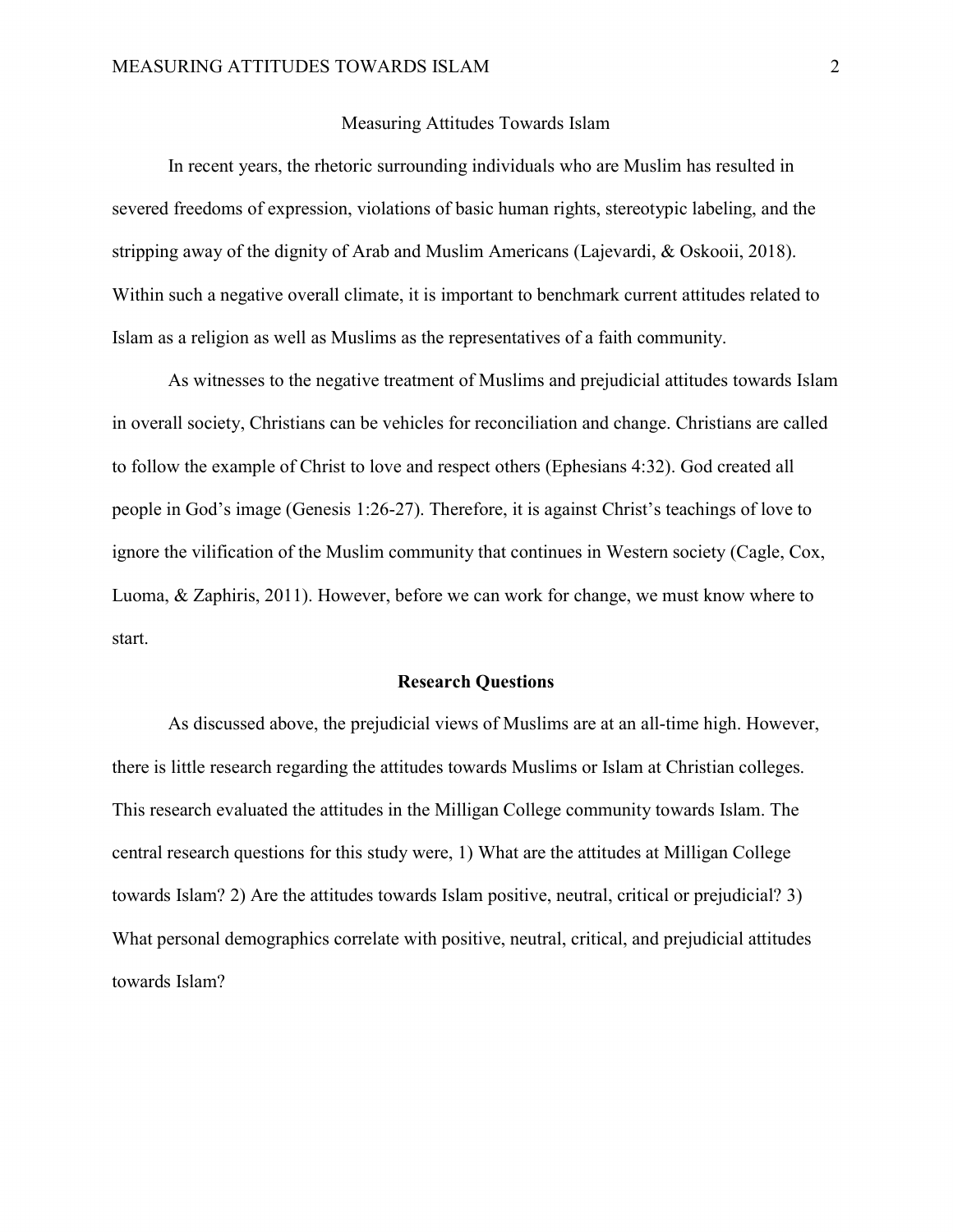# Measuring Attitudes Towards Islam

In recent years, the rhetoric surrounding individuals who are Muslim has resulted in severed freedoms of expression, violations of basic human rights, stereotypic labeling, and the stripping away of the dignity of Arab and Muslim Americans (Lajevardi, & Oskooii, 2018). Within such a negative overall climate, it is important to benchmark current attitudes related to Islam as a religion as well as Muslims as the representatives of a faith community.

As witnesses to the negative treatment of Muslims and prejudicial attitudes towards Islam in overall society, Christians can be vehicles for reconciliation and change. Christians are called to follow the example of Christ to love and respect others (Ephesians 4:32). God created all people in God's image (Genesis 1:26-27). Therefore, it is against Christ's teachings of love to ignore the vilification of the Muslim community that continues in Western society (Cagle, Cox, Luoma, & Zaphiris, 2011). However, before we can work for change, we must know where to start.

## Research Questions

As discussed above, the prejudicial views of Muslims are at an all-time high. However, there is little research regarding the attitudes towards Muslims or Islam at Christian colleges. This research evaluated the attitudes in the Milligan College community towards Islam. The central research questions for this study were, 1) What are the attitudes at Milligan College towards Islam? 2) Are the attitudes towards Islam positive, neutral, critical or prejudicial? 3) What personal demographics correlate with positive, neutral, critical, and prejudicial attitudes towards Islam?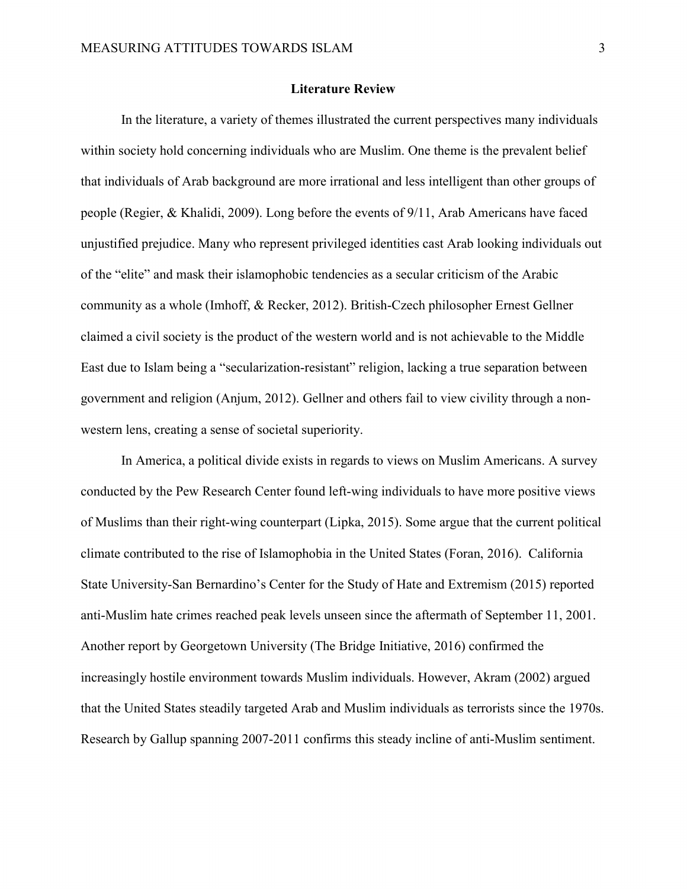## Literature Review

In the literature, a variety of themes illustrated the current perspectives many individuals within society hold concerning individuals who are Muslim. One theme is the prevalent belief that individuals of Arab background are more irrational and less intelligent than other groups of people (Regier, & Khalidi, 2009). Long before the events of 9/11, Arab Americans have faced unjustified prejudice. Many who represent privileged identities cast Arab looking individuals out of the "elite" and mask their islamophobic tendencies as a secular criticism of the Arabic community as a whole (Imhoff, & Recker, 2012). British-Czech philosopher Ernest Gellner claimed a civil society is the product of the western world and is not achievable to the Middle East due to Islam being a "secularization-resistant" religion, lacking a true separation between government and religion (Anjum, 2012). Gellner and others fail to view civility through a non-western lens, creating a sense of societal superiority.

In America, a political divide exists in regards to views on Muslim Americans. A survey conducted by the Pew Research Center found left-wing individuals to have more positive views of Muslims than their right-wing counterpart (Lipka, 2015). Some argue that the current political climate contributed to the rise of Islamophobia in the United States (Foran, 2016). California State University-San Bernardino's Center for the Study of Hate and Extremism (2015) reported anti-Muslim hate crimes reached peak levels unseen since the aftermath of September 11, 2001. Another report by Georgetown University (The Bridge Initiative, 2016) confirmed the increasingly hostile environment towards Muslim individuals. However, Akram (2002) argued that the United States steadily targeted Arab and Muslim individuals as terrorists since the 1970s. Research by Gallup spanning 2007-2011 confirms this steady incline of anti-Muslim sentiment.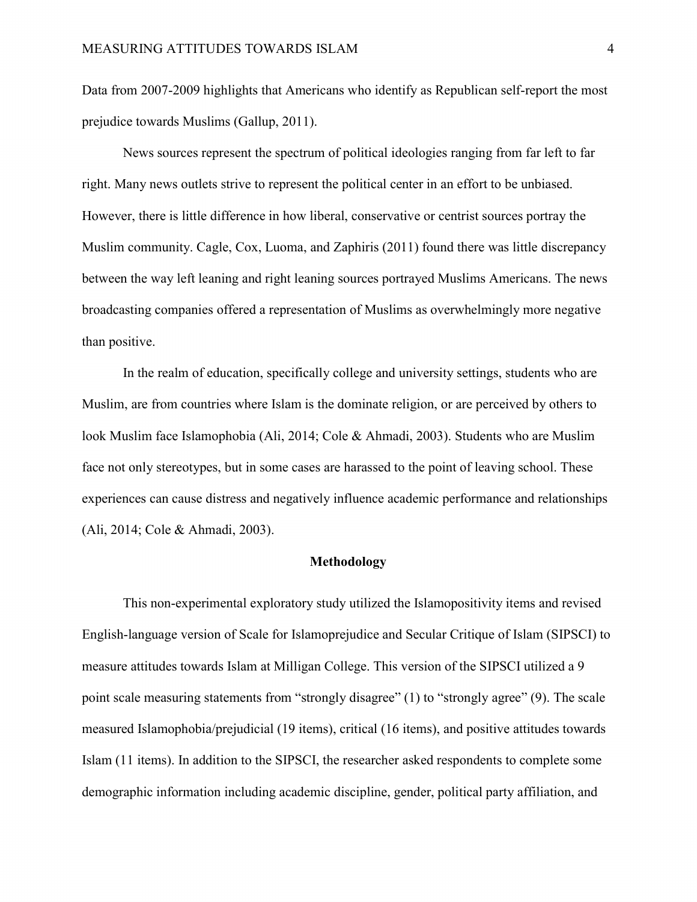Data from 2007-2009 highlights that Americans who identify as Republican self-report the most prejudice towards Muslims (Gallup, 2011).

News sources represent the spectrum of political ideologies ranging from far left to far right. Many news outlets strive to represent the political center in an effort to be unbiased. However, there is little difference in how liberal, conservative or centrist sources portray the Muslim community. Cagle, Cox, Luoma, and Zaphiris (2011) found there was little discrepancy between the way left leaning and right leaning sources portrayed Muslims Americans. The news broadcasting companies offered a representation of Muslims as overwhelmingly more negative than positive.

In the realm of education, specifically college and university settings, students who are Muslim, are from countries where Islam is the dominate religion, or are perceived by others to look Muslim face Islamophobia (Ali, 2014; Cole & Ahmadi, 2003). Students who are Muslim face not only stereotypes, but in some cases are harassed to the point of leaving school. These experiences can cause distress and negatively influence academic performance and relationships (Ali, 2014; Cole & Ahmadi, 2003).

## Methodology

This non-experimental exploratory study utilized the Islamopositivity items and revised English-language version of Scale for Islamoprejudice and Secular Critique of Islam (SIPSCI) to measure attitudes towards Islam at Milligan College. This version of the SIPSCI utilized a 9 point scale measuring statements from "strongly disagree" (1) to "strongly agree" (9). The scale measured Islamophobia/prejudicial (19 items), critical (16 items), and positive attitudes towards Islam (11 items). In addition to the SIPSCI, the researcher asked respondents to complete some demographic information including academic discipline, gender, political party affiliation, and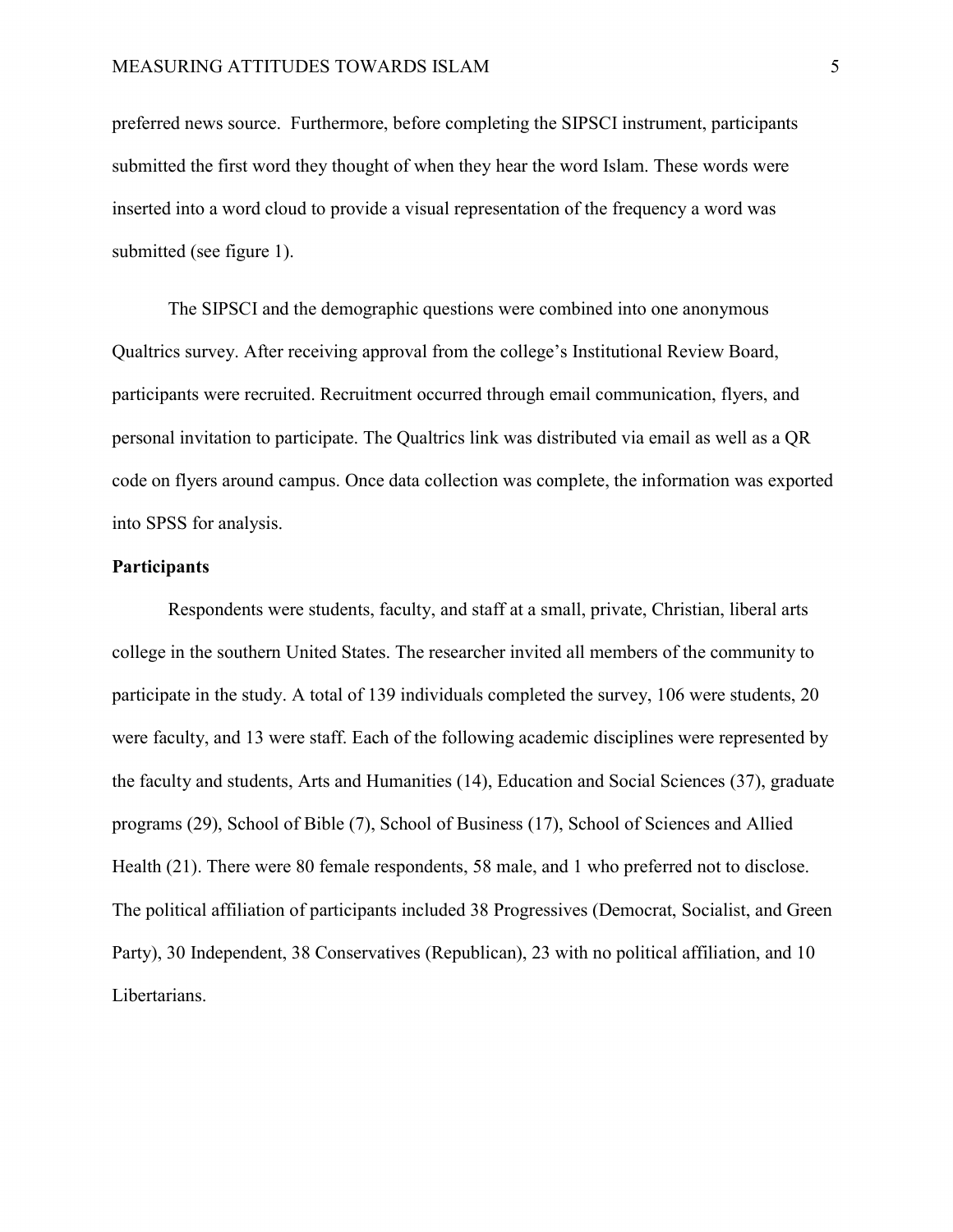preferred news source. Furthermore, before completing the SIPSCI instrument, participants submitted the first word they thought of when they hear the word Islam. These words were inserted into a word cloud to provide a visual representation of the frequency a word was submitted (see figure 1).

The SIPSCI and the demographic questions were combined into one anonymous Qualtrics survey. After receiving approval from the college's Institutional Review Board, participants were recruited. Recruitment occurred through email communication, flyers, and personal invitation to participate. The Qualtrics link was distributed via email as well as a QR code on flyers around campus. Once data collection was complete, the information was exported into SPSS for analysis.

**Participants**

Respondents were students, faculty, and staff at a small, private, Christian, liberal arts college in the southern United States. The researcher invited all members of the community to participate in the study. A total of 139 individuals completed the survey, 106 were students, 20 were faculty, and 13 were staff. Each of the following academic disciplines were represented by the faculty and students, Arts and Humanities (14), Education and Social Sciences (37), graduate programs (29), School of Bible (7), School of Business (17), School of Sciences and Allied Health (21). There were 80 female respondents, 58 male, and 1 who preferred not to disclose. The political affiliation of participants included 38 Progressives (Democrat, Socialist, and Green Party), 30 Independent, 38 Conservatives (Republican), 23 with no political affiliation, and 10 Libertarians.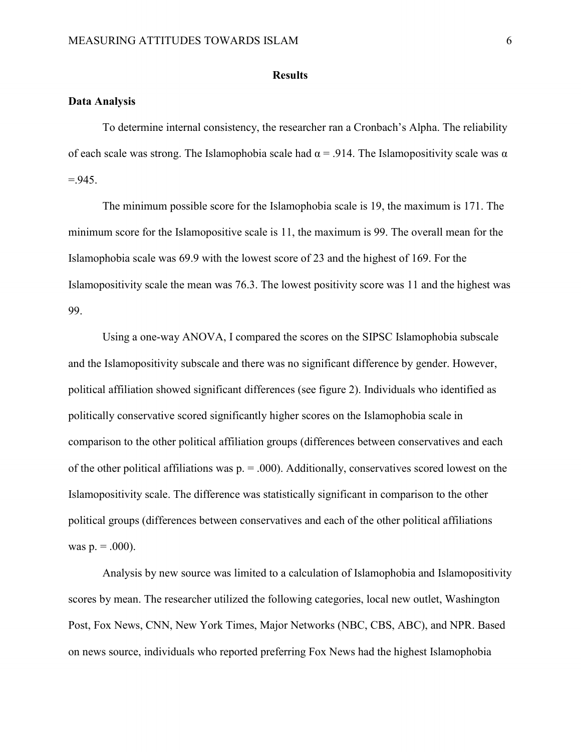## Results

### Data Analysis

To determine internal consistency, the researcher ran a Cronbach's Alpha. The reliability of each scale was strong. The Islamophobia scale had $\alpha = .914$. The Islamopositivity scale was $\alpha = .945$.

The minimum possible score for the Islamophobia scale is 19, the maximum is 171. The minimum score for the Islamopositive scale is 11, the maximum is 99. The overall mean for the Islamophobia scale was 69.9 with the lowest score of 23 and the highest of 169. For the Islamopositivity scale the mean was 76.3. The lowest positivity score was 11 and the highest was 99.

Using a one-way ANOVA, I compared the scores on the SIPSC Islamophobia subscale and the Islamopositivity subscale and there was no significant difference by gender. However, political affiliation showed significant differences (see figure 2). Individuals who identified as politically conservative scored significantly higher scores on the Islamophobia scale in comparison to the other political affiliation groups (differences between conservatives and each of the other political affiliations was p. = .000). Additionally, conservatives scored lowest on the Islamopositivity scale. The difference was statistically significant in comparison to the other political groups (differences between conservatives and each of the other political affiliations was p. = .000).

Analysis by new source was limited to a calculation of Islamophobia and Islamopositivity scores by mean. The researcher utilized the following categories, local new outlet, Washington Post, Fox News, CNN, New York Times, Major Networks (NBC, CBS, ABC), and NPR. Based on news source, individuals who reported preferring Fox News had the highest Islamophobia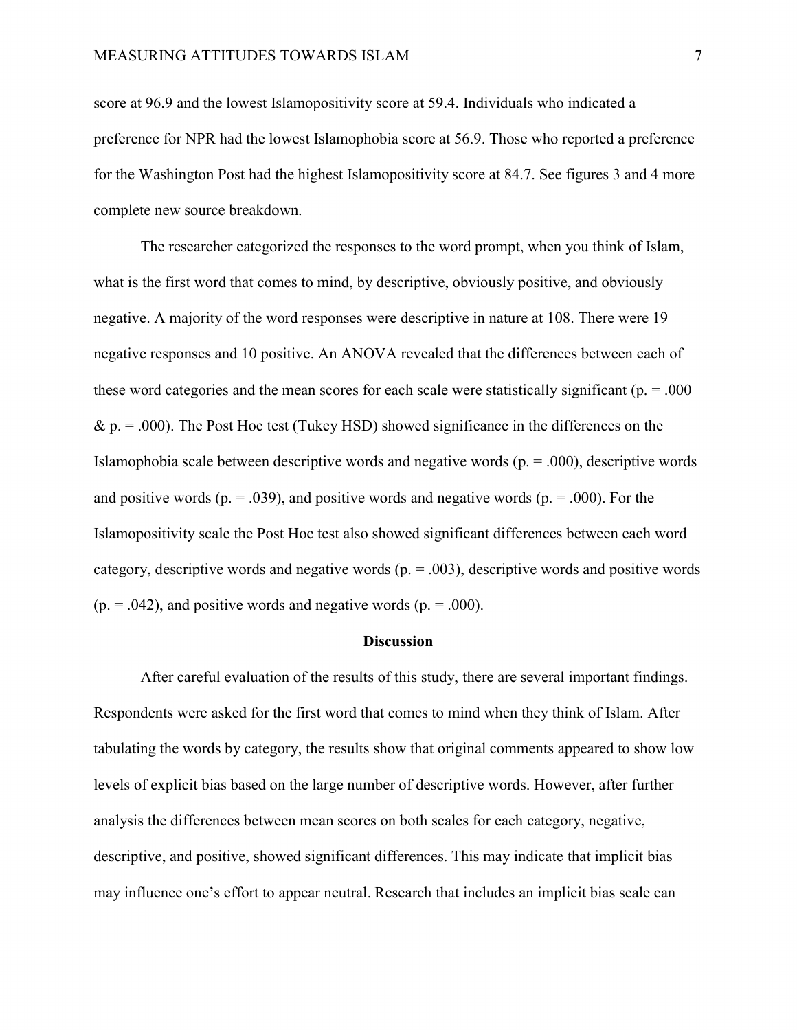score at 96.9 and the lowest Islamopositivity score at 59.4. Individuals who indicated a preference for NPR had the lowest Islamophobia score at 56.9. Those who reported a preference for the Washington Post had the highest Islamopositivity score at 84.7. See figures 3 and 4 more complete new source breakdown.

The researcher categorized the responses to the word prompt, when you think of Islam, what is the first word that comes to mind, by descriptive, obviously positive, and obviously negative. A majority of the word responses were descriptive in nature at 108. There were 19 negative responses and 10 positive. An ANOVA revealed that the differences between each of these word categories and the mean scores for each scale were statistically significant ($p. = .000$ & $p. = .000$). The Post Hoc test (Tukey HSD) showed significance in the differences on the Islamophobia scale between descriptive words and negative words ($p. = .000$), descriptive words and positive words ($p. = .039$), and positive words and negative words ($p. = .000$). For the Islamopositivity scale the Post Hoc test also showed significant differences between each word category, descriptive words and negative words ($p. = .003$), descriptive words and positive words ($p. = .042$), and positive words and negative words ($p. = .000$).

## Discussion

After careful evaluation of the results of this study, there are several important findings. Respondents were asked for the first word that comes to mind when they think of Islam. After tabulating the words by category, the results show that original comments appeared to show low levels of explicit bias based on the large number of descriptive words. However, after further analysis the differences between mean scores on both scales for each category, negative, descriptive, and positive, showed significant differences. This may indicate that implicit bias may influence one's effort to appear neutral. Research that includes an implicit bias scale can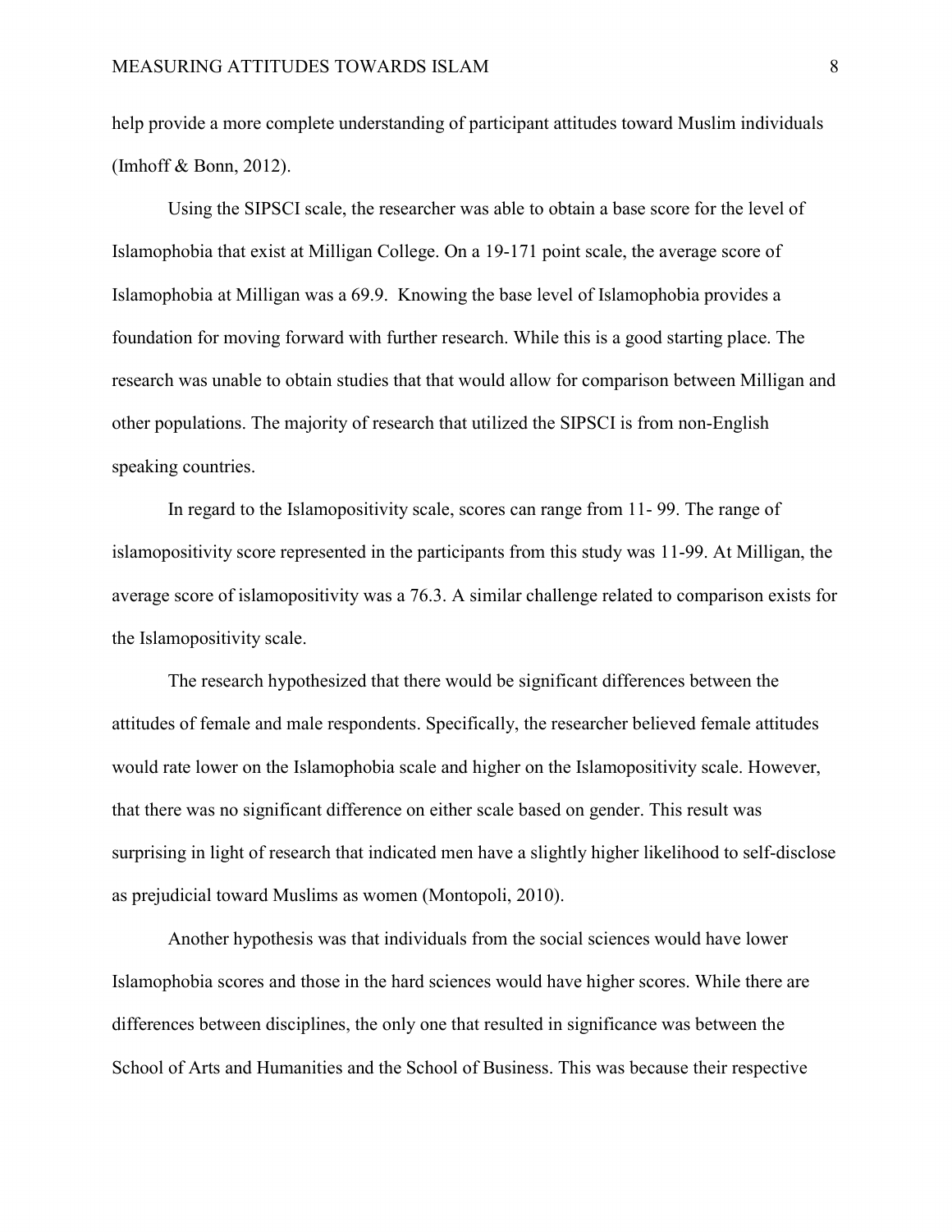help provide a more complete understanding of participant attitudes toward Muslim individuals (Imhoff & Bonn, 2012).

Using the SIPSCI scale, the researcher was able to obtain a base score for the level of Islamophobia that exist at Milligan College. On a 19-171 point scale, the average score of Islamophobia at Milligan was a 69.9. Knowing the base level of Islamophobia provides a foundation for moving forward with further research. While this is a good starting place. The research was unable to obtain studies that that would allow for comparison between Milligan and other populations. The majority of research that utilized the SIPSCI is from non-English speaking countries.

In regard to the Islamopositivity scale, scores can range from 11- 99. The range of islamopositivity score represented in the participants from this study was 11-99. At Milligan, the average score of islamopositivity was a 76.3. A similar challenge related to comparison exists for the Islamopositivity scale.

The research hypothesized that there would be significant differences between the attitudes of female and male respondents. Specifically, the researcher believed female attitudes would rate lower on the Islamophobia scale and higher on the Islamopositivity scale. However, that there was no significant difference on either scale based on gender. This result was surprising in light of research that indicated men have a slightly higher likelihood to self-disclose as prejudicial toward Muslims as women (Montopoli, 2010).

Another hypothesis was that individuals from the social sciences would have lower Islamophobia scores and those in the hard sciences would have higher scores. While there are differences between disciplines, the only one that resulted in significance was between the School of Arts and Humanities and the School of Business. This was because their respective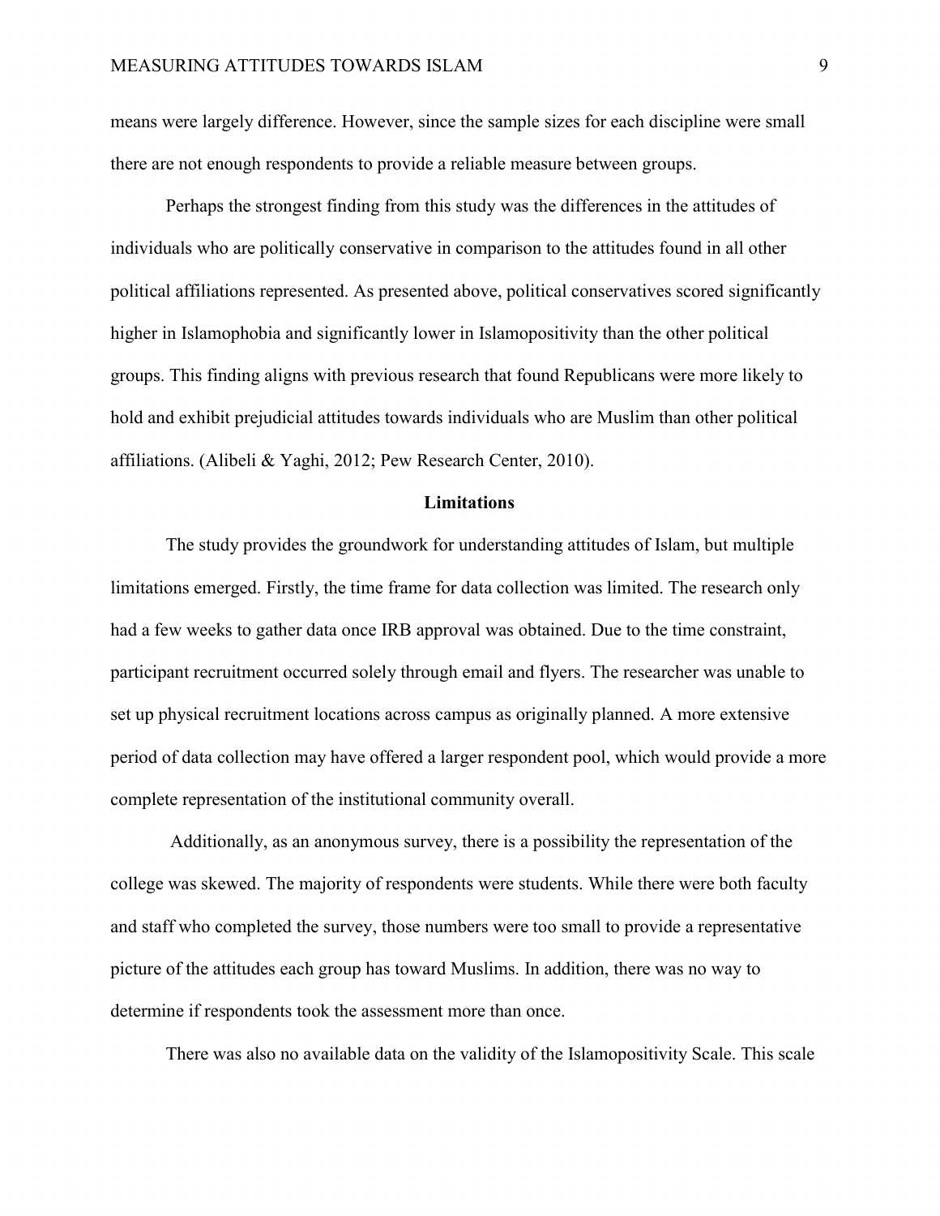means were largely difference. However, since the sample sizes for each discipline were small there are not enough respondents to provide a reliable measure between groups.

Perhaps the strongest finding from this study was the differences in the attitudes of individuals who are politically conservative in comparison to the attitudes found in all other political affiliations represented. As presented above, political conservatives scored significantly higher in Islamophobia and significantly lower in Islamopositivity than the other political groups. This finding aligns with previous research that found Republicans were more likely to hold and exhibit prejudicial attitudes towards individuals who are Muslim than other political affiliations. (Alibeli & Yaghi, 2012; Pew Research Center, 2010).

## Limitations

The study provides the groundwork for understanding attitudes of Islam, but multiple limitations emerged. Firstly, the time frame for data collection was limited. The research only had a few weeks to gather data once IRB approval was obtained. Due to the time constraint, participant recruitment occurred solely through email and flyers. The researcher was unable to set up physical recruitment locations across campus as originally planned. A more extensive period of data collection may have offered a larger respondent pool, which would provide a more complete representation of the institutional community overall.

Additionally, as an anonymous survey, there is a possibility the representation of the college was skewed. The majority of respondents were students. While there were both faculty and staff who completed the survey, those numbers were too small to provide a representative picture of the attitudes each group has toward Muslims. In addition, there was no way to determine if respondents took the assessment more than once.

There was also no available data on the validity of the Islamopositivity Scale. This scale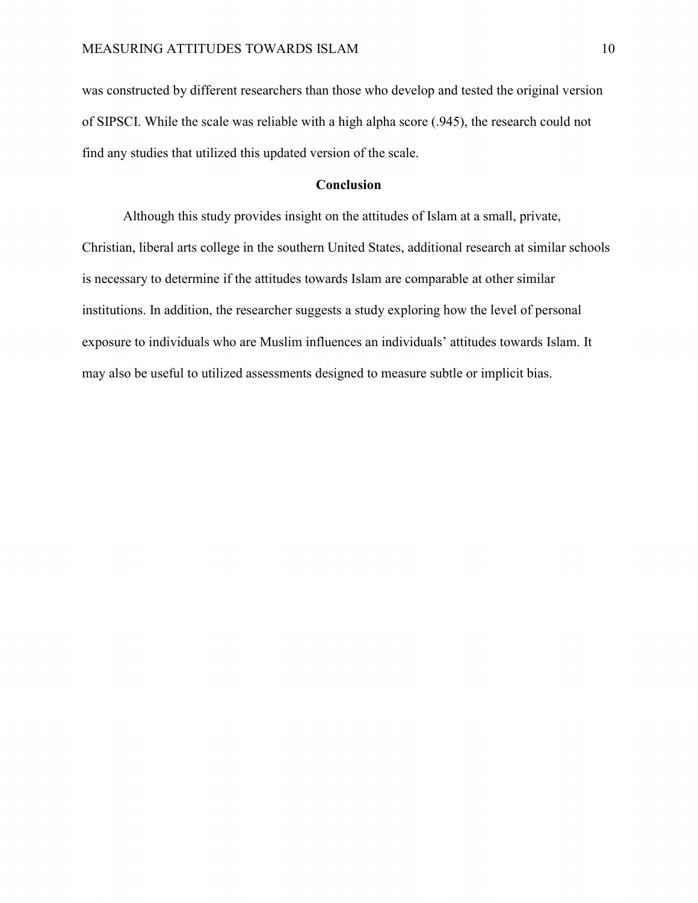was constructed by different researchers than those who develop and tested the original version of SIPSCI. While the scale was reliable with a high alpha score (.945), the research could not find any studies that utilized this updated version of the scale.

## Conclusion

Although this study provides insight on the attitudes of Islam at a small, private, Christian, liberal arts college in the southern United States, additional research at similar schools is necessary to determine if the attitudes towards Islam are comparable at other similar institutions. In addition, the researcher suggests a study exploring how the level of personal exposure to individuals who are Muslim influences an individuals' attitudes towards Islam. It may also be useful to utilized assessments designed to measure subtle or implicit bias.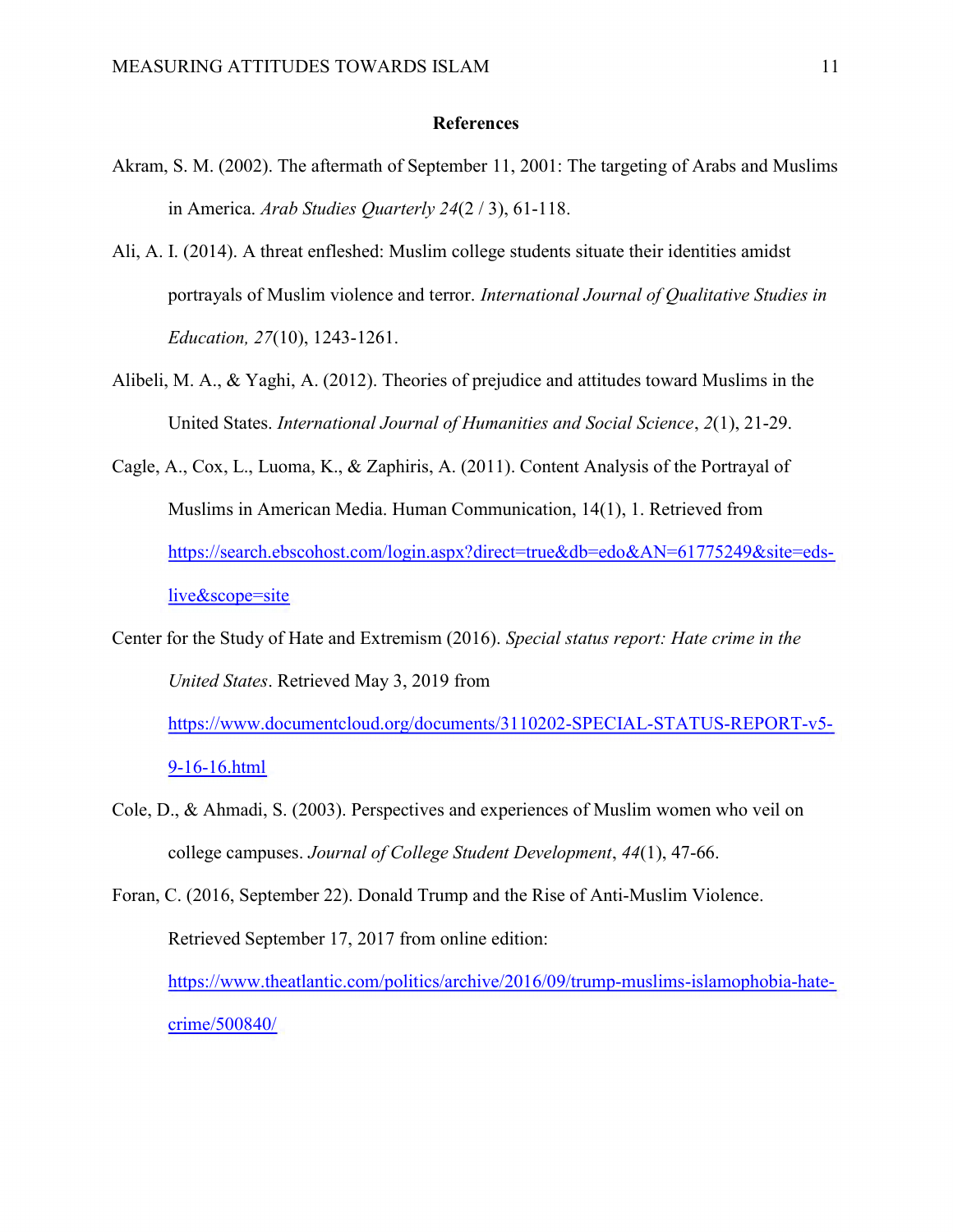## References

Akram, S. M. (2002). The aftermath of September 11, 2001: The targeting of Arabs and Muslims in America. *Arab Studies Quarterly 24*(2 / 3), 61-118.

Ali, A. I. (2014). A threat enfleshed: Muslim college students situate their identities amidst portrayals of Muslim violence and terror. *International Journal of Qualitative Studies in Education, 27*(10), 1243-1261.

Alibeli, M. A., & Yaghi, A. (2012). Theories of prejudice and attitudes toward Muslims in the United States. *International Journal of Humanities and Social Science*, *2*(1), 21-29.

Cagle, A., Cox, L., Luoma, K., & Zaphiris, A. (2011). Content Analysis of the Portrayal of Muslims in American Media. Human Communication, 14(1), 1. Retrieved from https://search.ebscohost.com/login.aspx?direct=true&db=edo&AN=61775249&site=eds-live&scope=site

Center for the Study of Hate and Extremism (2016). *Special status report: Hate crime in the United States*. Retrieved May 3, 2019 from https://www.documentcloud.org/documents/3110202-SPECIAL-STATUS-REPORT-v5-9-16-16.html

Cole, D., & Ahmadi, S. (2003). Perspectives and experiences of Muslim women who veil on college campuses. *Journal of College Student Development*, *44*(1), 47-66.

Foran, C. (2016, September 22). Donald Trump and the Rise of Anti-Muslim Violence. Retrieved September 17, 2017 from online edition: https://www.theatlantic.com/politics/archive/2016/09/trump-muslims-islamophobia-hate-crime/500840/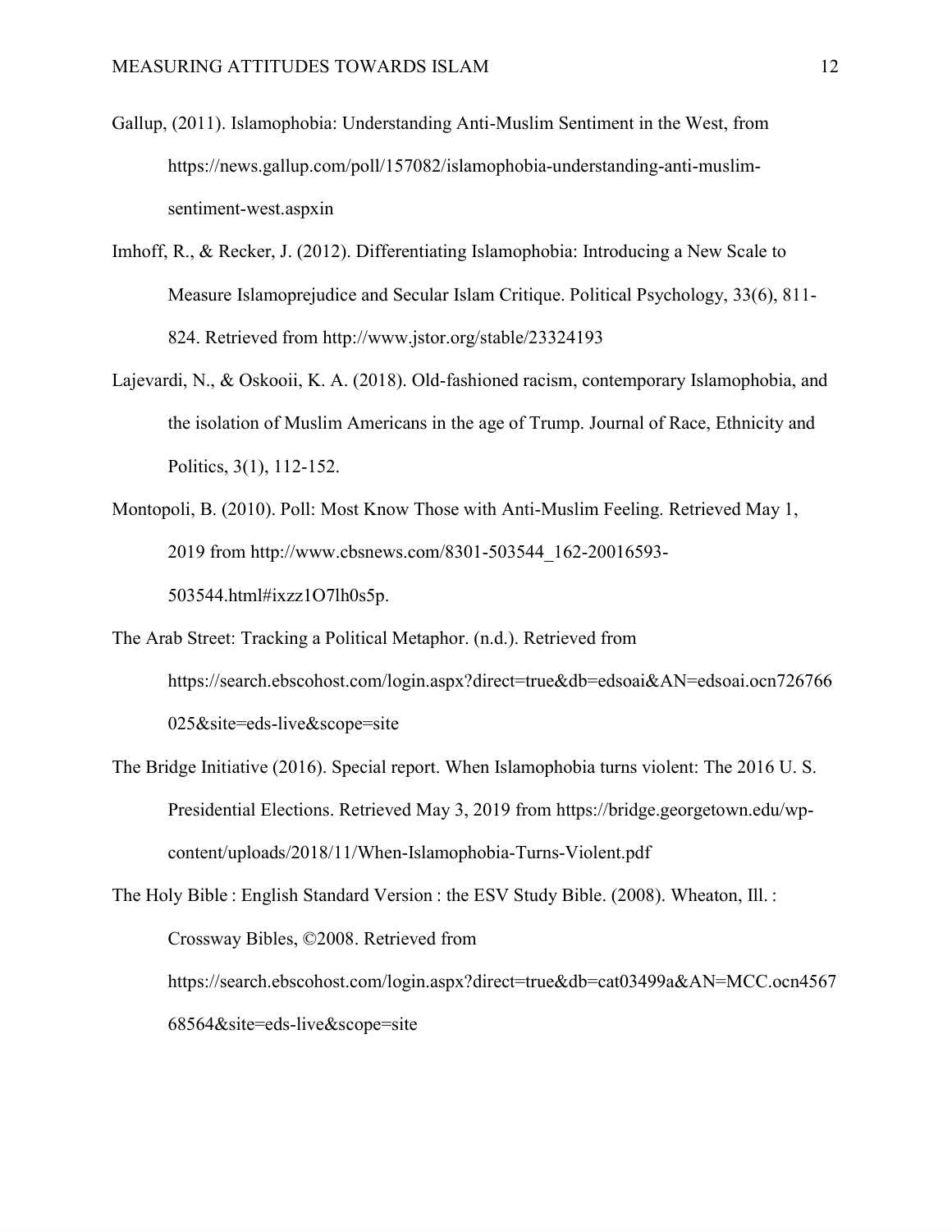Gallup, (2011). Islamophobia: Understanding Anti-Muslim Sentiment in the West, from https://news.gallup.com/poll/157082/islamophobia-understanding-anti-muslim-sentiment-west.aspxin

Imhoff, R., & Recker, J. (2012). Differentiating Islamophobia: Introducing a New Scale to Measure Islamoprejudice and Secular Islam Critique. Political Psychology, 33(6), 811-824. Retrieved from http://www.jstor.org/stable/23324193

Lajevardi, N., & Oskooii, K. A. (2018). Old-fashioned racism, contemporary Islamophobia, and the isolation of Muslim Americans in the age of Trump. Journal of Race, Ethnicity and Politics, 3(1), 112-152.

Montopoli, B. (2010). Poll: Most Know Those with Anti-Muslim Feeling. Retrieved May 1, 2019 from http://www.cbsnews.com/8301-503544_162-20016593-503544.html#ixzz1O7lh0s5p.

The Arab Street: Tracking a Political Metaphor. (n.d.). Retrieved from https://search.ebscohost.com/login.aspx?direct=true&db=edsoai&AN=edsoai.ocn726766025&site=eds-live&scope=site

The Bridge Initiative (2016). Special report. When Islamophobia turns violent: The 2016 U. S. Presidential Elections. Retrieved May 3, 2019 from https://bridge.georgetown.edu/wp-content/uploads/2018/11/When-Islamophobia-Turns-Violent.pdf

The Holy Bible : English Standard Version : the ESV Study Bible. (2008). Wheaton, Ill. : Crossway Bibles, ©2008. Retrieved from https://search.ebscohost.com/login.aspx?direct=true&db=cat03499a&AN=MCC.ocn456768564&site=eds-live&scope=site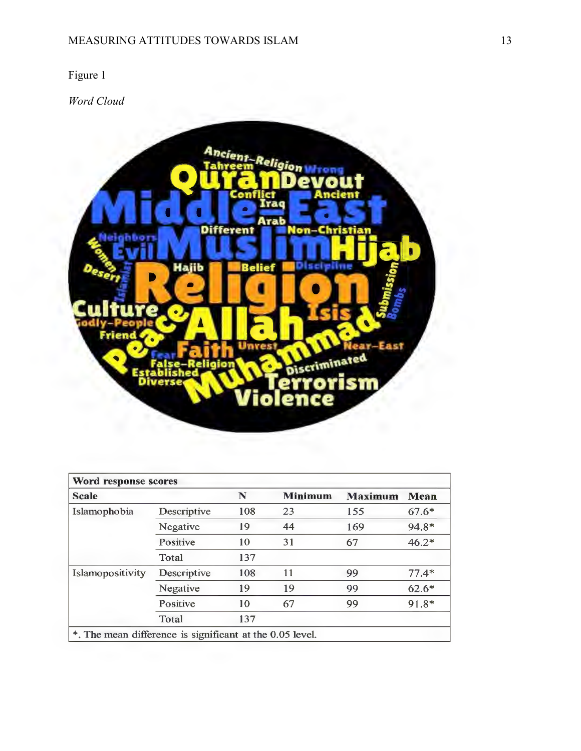Figure 1

*Word Cloud*

| Word response scores | | | | | |
|---|---|---|---|---|---|
| Scale | | N | Minimum | Maximum | Mean |
| Islamophobia | Descriptive | 108 | 23 | 155 | 67.6* |
| | Negative | 19 | 44 | 169 | 94.8* |
| | Positive | 10 | 31 | 67 | 46.2* |
| | Total | 137 | | | |
| Islamopositivity | Descriptive | 108 | 11 | 99 | 77.4* |
| | Negative | 19 | 19 | 99 | 62.6* |
| | Positive | 10 | 67 | 99 | 91.8* |
| | Total | 137 | | | |

*. The mean difference is significant at the 0.05 level.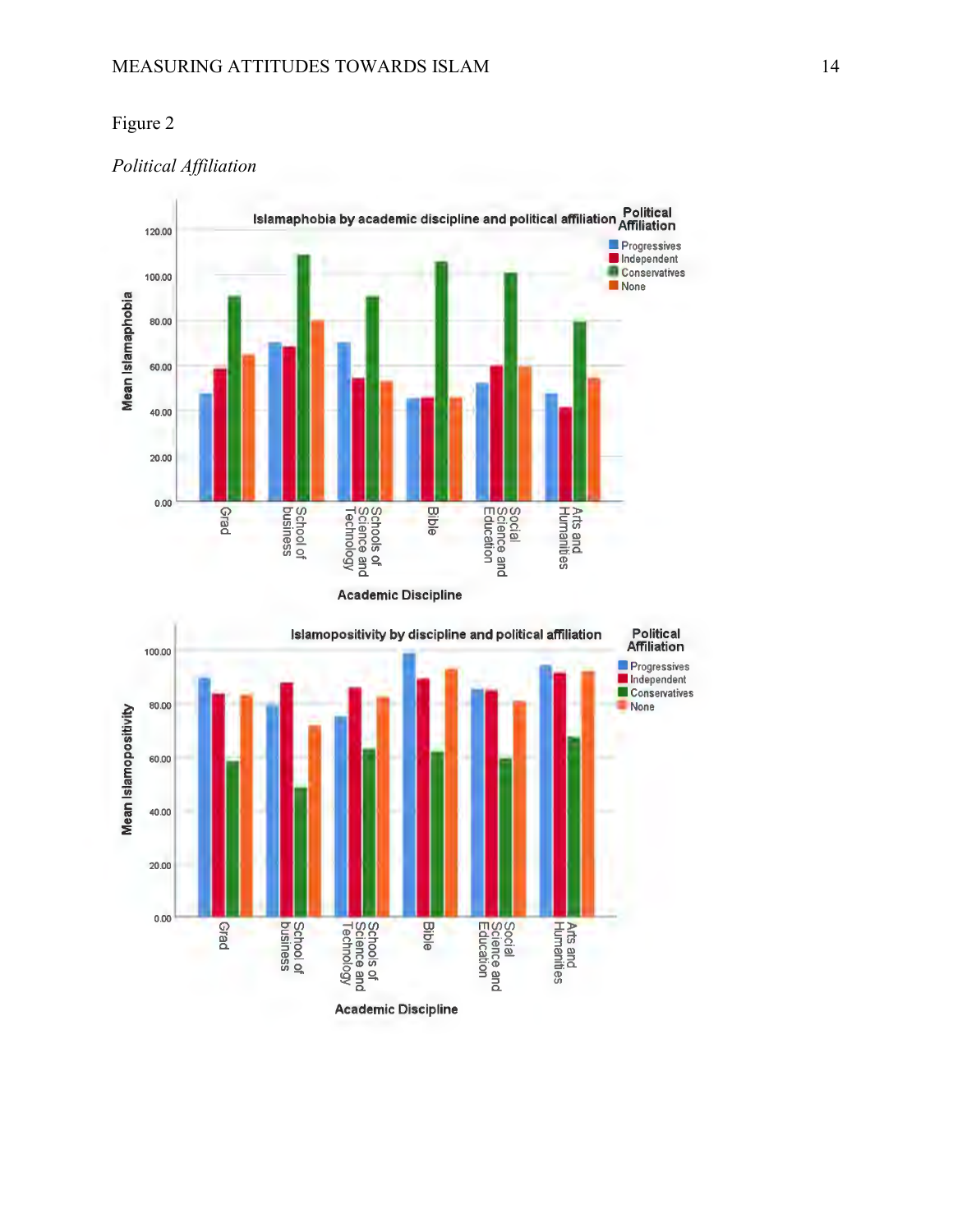Figure 2

*Political Affiliation*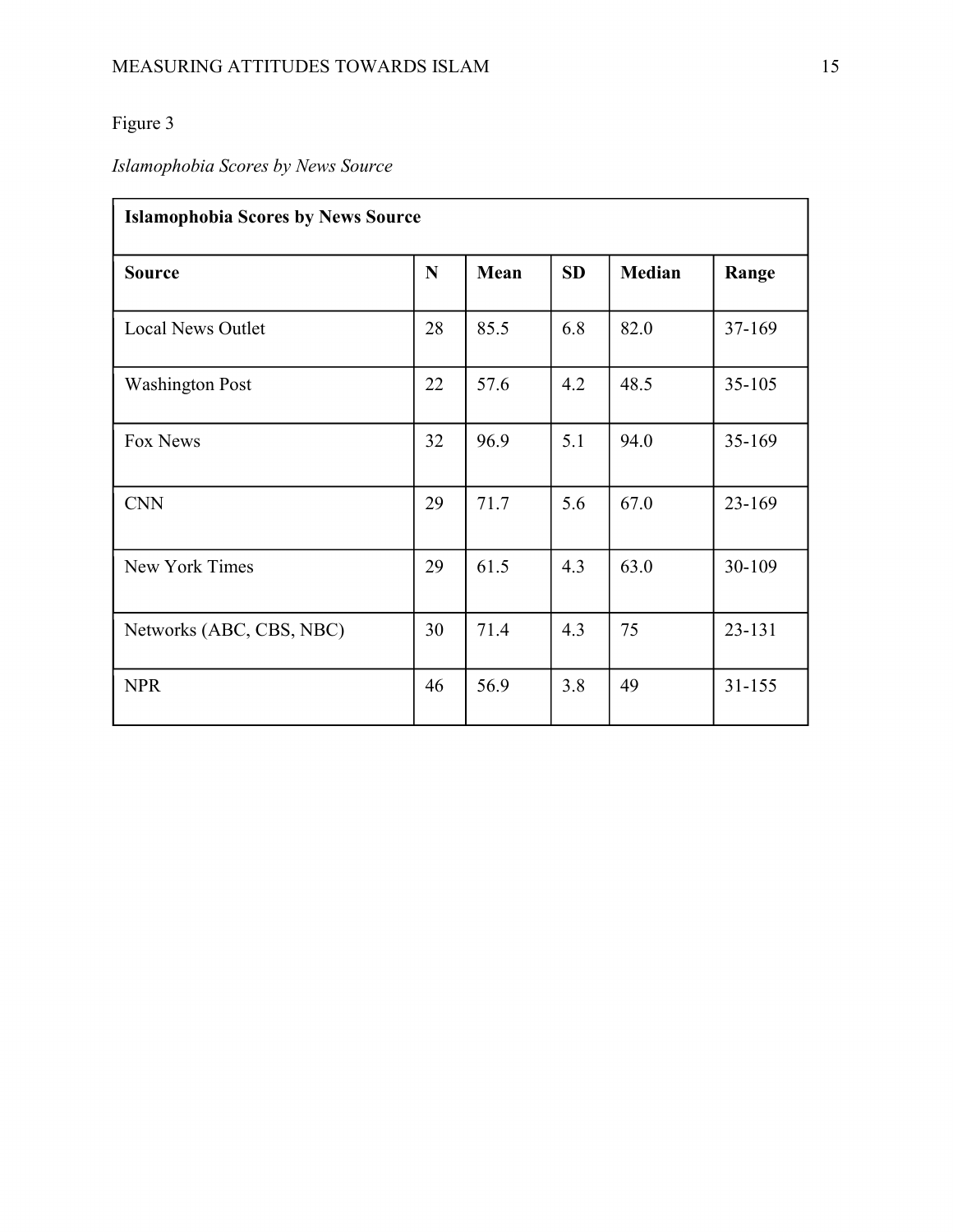Figure 3

*Islamophobia Scores by News Source*

| **Islamophobia Scores by News Source** | | | | | |
|---|---|---|---|---|---|
| **Source** | **N** | **Mean** | **SD** | **Median** | **Range** |
| Local News Outlet | 28 | 85.5 | 6.8 | 82.0 | 37-169 |
| Washington Post | 22 | 57.6 | 4.2 | 48.5 | 35-105 |
| Fox News | 32 | 96.9 | 5.1 | 94.0 | 35-169 |
| CNN | 29 | 71.7 | 5.6 | 67.0 | 23-169 |
| New York Times | 29 | 61.5 | 4.3 | 63.0 | 30-109 |
| Networks (ABC, CBS, NBC) | 30 | 71.4 | 4.3 | 75 | 23-131 |
| NPR | 46 | 56.9 | 3.8 | 49 | 31-155 |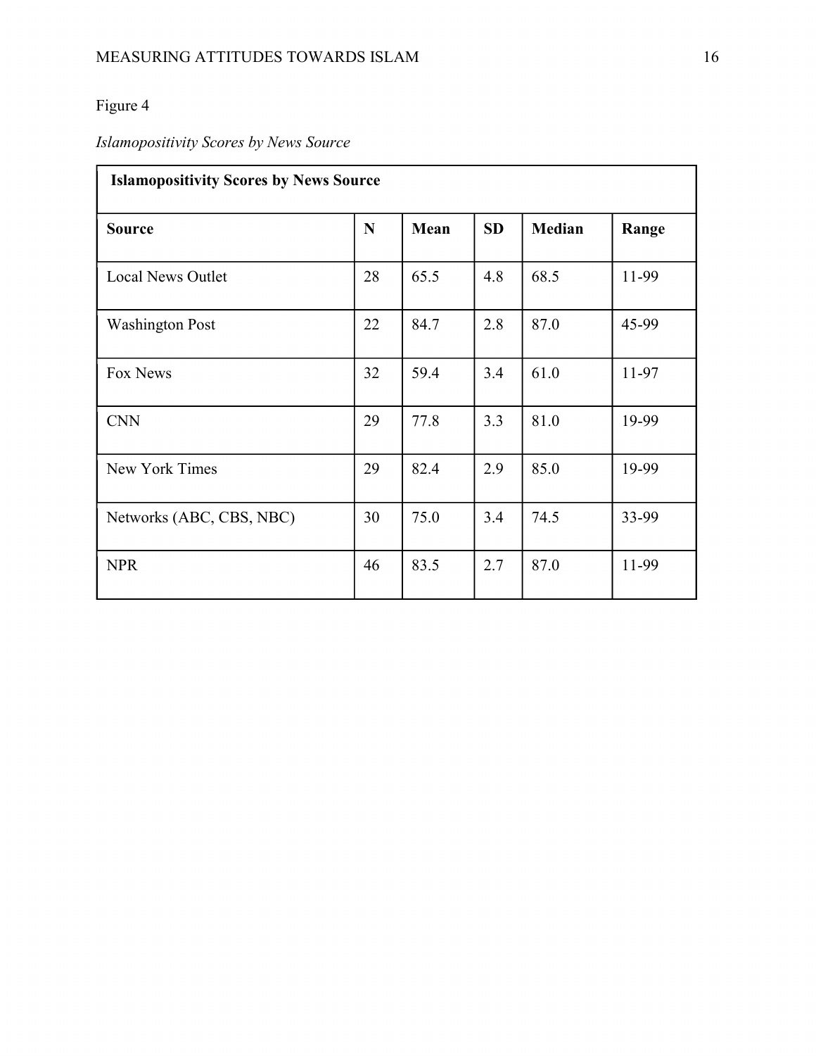Figure 4

*Islamopositivity Scores by News Source*

| **Islamopositivity Scores by News Source** | | | | | |
|---|---|---|---|---|---|
| **Source** | **N** | **Mean** | **SD** | **Median** | **Range** |
| Local News Outlet | 28 | 65.5 | 4.8 | 68.5 | 11-99 |
| Washington Post | 22 | 84.7 | 2.8 | 87.0 | 45-99 |
| Fox News | 32 | 59.4 | 3.4 | 61.0 | 11-97 |
| CNN | 29 | 77.8 | 3.3 | 81.0 | 19-99 |
| New York Times | 29 | 82.4 | 2.9 | 85.0 | 19-99 |
| Networks (ABC, CBS, NBC) | 30 | 75.0 | 3.4 | 74.5 | 33-99 |
| NPR | 46 | 83.5 | 2.7 | 87.0 | 11-99 |